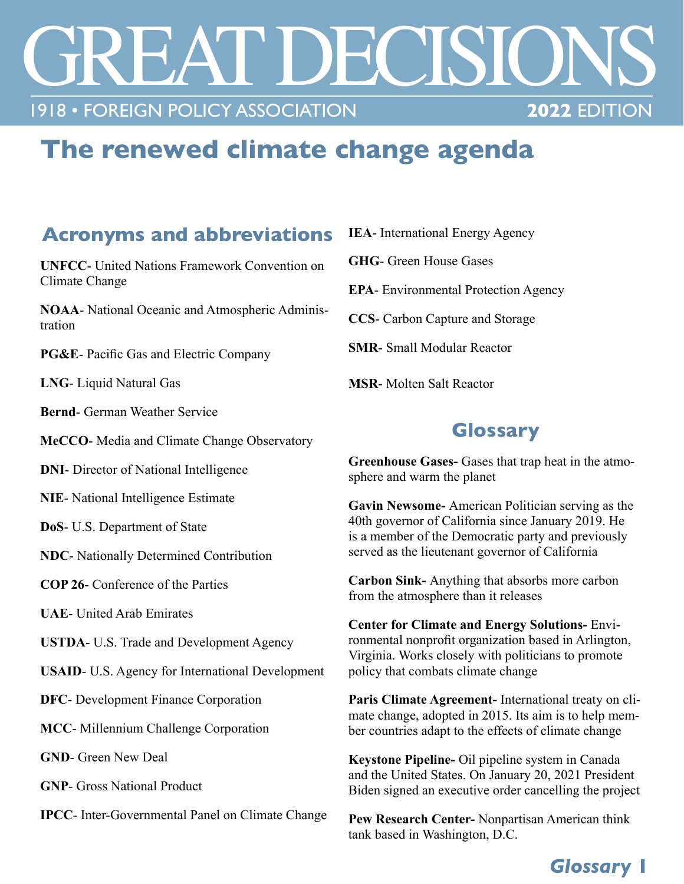# GREAT DECISIONS

1918 • FOREIGN POLICY ASSOCIATION **2022** EDITION

## The renewed climate change agenda

### Acronyms and abbreviations

**UNFCC**- United Nations Framework Convention on Climate Change

**NOAA**- National Oceanic and Atmospheric Administration

**PG&E**- Pacific Gas and Electric Company

**LNG**- Liquid Natural Gas

**Bernd**- German Weather Service

**MeCCO**- Media and Climate Change Observatory

**DNI**- Director of National Intelligence

**NIE**- National Intelligence Estimate

**DoS**- U.S. Department of State

**NDC**- Nationally Determined Contribution

**COP 26**- Conference of the Parties

**UAE**- United Arab Emirates

**USTDA**- U.S. Trade and Development Agency

**USAID**- U.S. Agency for International Development

**DFC**- Development Finance Corporation

**MCC**- Millennium Challenge Corporation

**GND**- Green New Deal

**GNP**- Gross National Product

**IPCC**- Inter-Governmental Panel on Climate Change

**IEA**- International Energy Agency

**GHG**- Green House Gases

**EPA**- Environmental Protection Agency

**CCS**- Carbon Capture and Storage

**SMR**- Small Modular Reactor

**MSR**- Molten Salt Reactor

### Glossary

**Greenhouse Gases-** Gases that trap heat in the atmosphere and warm the planet

**Gavin Newsome-** American Politician serving as the 40th governor of California since January 2019. He is a member of the Democratic party and previously served as the lieutenant governor of California

**Carbon Sink-** Anything that absorbs more carbon from the atmosphere than it releases

**Center for Climate and Energy Solutions-** Environmental nonprofit organization based in Arlington, Virginia. Works closely with politicians to promote policy that combats climate change

**Paris Climate Agreement-** International treaty on climate change, adopted in 2015. Its aim is to help member countries adapt to the effects of climate change

**Keystone Pipeline-** Oil pipeline system in Canada and the United States. On January 20, 2021 President Biden signed an executive order cancelling the project

**Pew Research Center-** Nonpartisan American think tank based in Washington, D.C.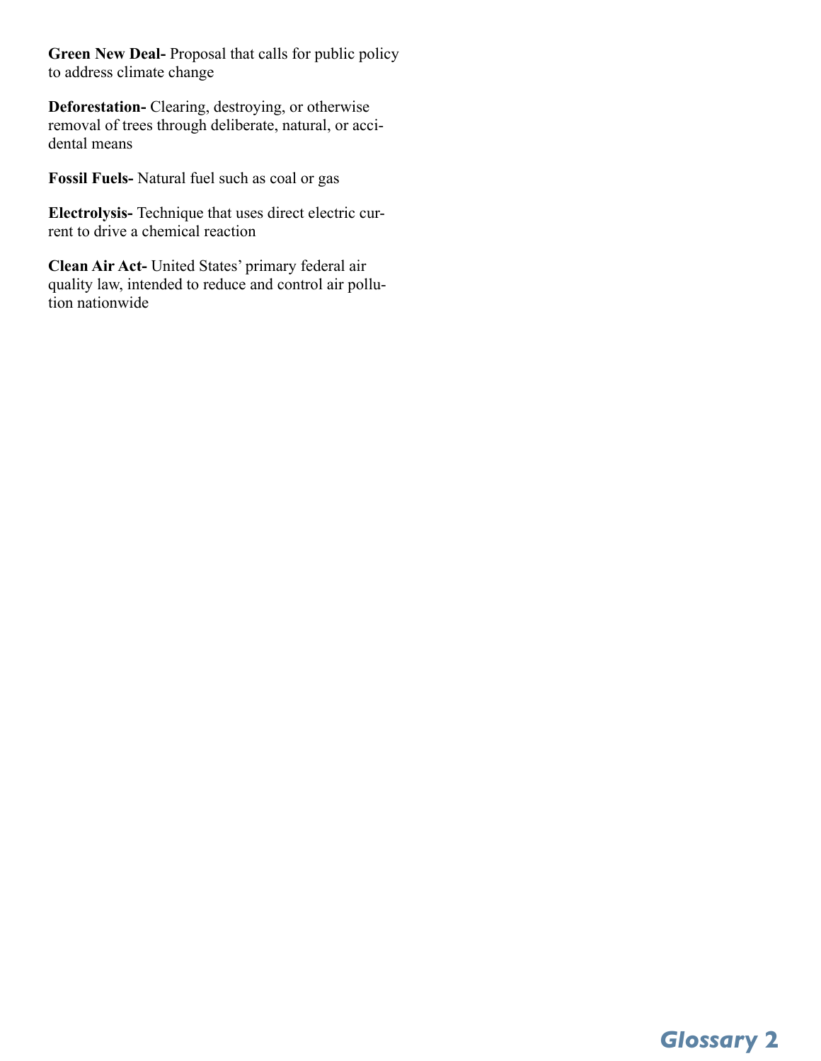**Green New Deal-** Proposal that calls for public policy to address climate change

**Deforestation-** Clearing, destroying, or otherwise removal of trees through deliberate, natural, or accidental means

**Fossil Fuels-** Natural fuel such as coal or gas

**Electrolysis-** Technique that uses direct electric current to drive a chemical reaction

**Clean Air Act-** United States' primary federal air quality law, intended to reduce and control air pollution nationwide